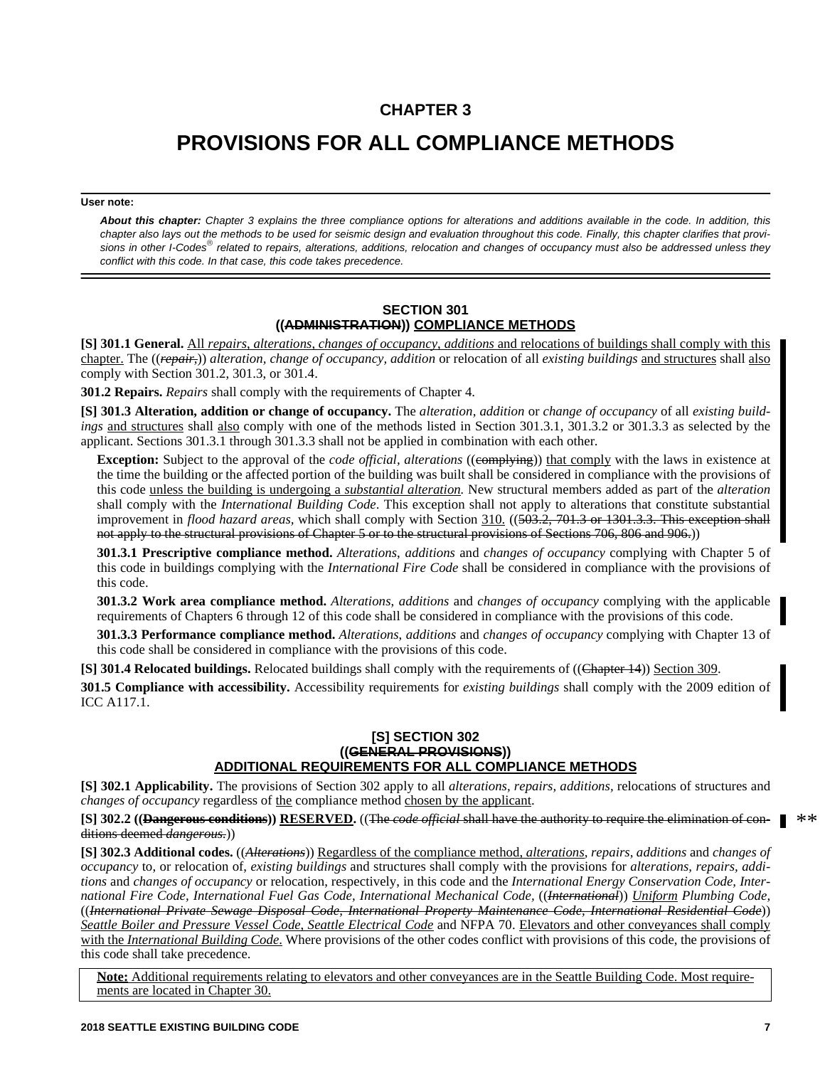# CHAPTER 3

# PROVISIONS FOR ALL COMPLIANCE METHODS

**User note:**

***About this chapter:*** *Chapter 3 explains the three compliance options for alterations and additions available in the code. In addition, this chapter also lays out the methods to be used for seismic design and evaluation throughout this code. Finally, this chapter clarifies that provisions in other I-Codes® related to repairs, alterations, additions, relocation and changes of occupancy must also be addressed unless they conflict with this code. In that case, this code takes precedence.*

## SECTION 301
## ((~~ADMINISTRATION~~)) <u>COMPLIANCE METHODS</u>

**[S] 301.1 General.** <u>All *repairs, alterations, changes of occupancy, additions* and relocations of buildings shall comply with this chapter.</u> The ((~~*repair,*~~)) *alteration, change of occupancy, addition* or relocation of all *existing buildings* <u>and structures</u> shall <u>also</u> comply with Section 301.2, 301.3, or 301.4.

**301.2 Repairs.** *Repairs* shall comply with the requirements of Chapter 4.

**[S] 301.3 Alteration, addition or change of occupancy.** The *alteration, addition* or *change of occupancy* of all *existing buildings* <u>and structures</u> shall <u>also</u> comply with one of the methods listed in Section 301.3.1, 301.3.2 or 301.3.3 as selected by the applicant. Sections 301.3.1 through 301.3.3 shall not be applied in combination with each other.

**Exception:** Subject to the approval of the *code official, alterations* ((~~complying~~)) <u>that comply</u> with the laws in existence at the time the building or the affected portion of the building was built shall be considered in compliance with the provisions of this code <u>unless the building is undergoing a *substantial alteration.*</u> New structural members added as part of the *alteration* shall comply with the *International Building Code*. This exception shall not apply to alterations that constitute substantial improvement in *flood hazard areas*, which shall comply with Section <u>310.</u> ((~~503.2, 701.3 or 1301.3.3. This exception shall not apply to the structural provisions of Chapter 5 or to the structural provisions of Sections 706, 806 and 906.~~))

**301.3.1 Prescriptive compliance method.** *Alterations, additions* and *changes of occupancy* complying with Chapter 5 of this code in buildings complying with the *International Fire Code* shall be considered in compliance with the provisions of this code.

**301.3.2 Work area compliance method.** *Alterations, additions* and *changes of occupancy* complying with the applicable requirements of Chapters 6 through 12 of this code shall be considered in compliance with the provisions of this code.

**301.3.3 Performance compliance method.** *Alterations, additions* and *changes of occupancy* complying with Chapter 13 of this code shall be considered in compliance with the provisions of this code.

**[S] 301.4 Relocated buildings.** Relocated buildings shall comply with the requirements of ((~~Chapter 14~~)) <u>Section 309</u>.

**301.5 Compliance with accessibility.** Accessibility requirements for *existing buildings* shall comply with the 2009 edition of ICC A117.1.

## [S] SECTION 302
## ((~~GENERAL PROVISIONS~~))
## <u>ADDITIONAL REQUIREMENTS FOR ALL COMPLIANCE METHODS</u>

**[S] 302.1 Applicability.** The provisions of Section 302 apply to all *alterations, repairs, additions,* relocations of structures and *changes of occupancy* regardless of <u>the</u> compliance method <u>chosen by the applicant</u>.

**[S] 302.2 ((~~Dangerous conditions~~)) <u>RESERVED</u>.** ((~~The *code official* shall have the authority to require the elimination of conditions deemed *dangerous*.~~))

**[S] 302.3 Additional codes.** ((~~*Alterations*~~)) <u>Regardless of the compliance method, *alterations*</u>, *repairs, additions* and *changes of occupancy* to, or relocation of, *existing buildings* and structures shall comply with the provisions for *alterations, repairs, additions* and *changes of occupancy* or relocation, respectively, in this code and the *International Energy Conservation Code, International Fire Code, International Fuel Gas Code, International Mechanical Code,* ((~~*International*~~)) <u>*Uniform*</u> *Plumbing Code,* ((~~*International Private Sewage Disposal Code, International Property Maintenance Code, International Residential Code*~~)) <u>*Seattle Boiler and Pressure Vessel Code, Seattle Electrical Code*</u> and NFPA 70. <u>Elevators and other conveyances shall comply with the *International Building Code.*</u> Where provisions of the other codes conflict with provisions of this code, the provisions of this code shall take precedence.

<u>**Note:** Additional requirements relating to elevators and other conveyances are in the Seattle Building Code. Most requirements are located in Chapter 30.</u>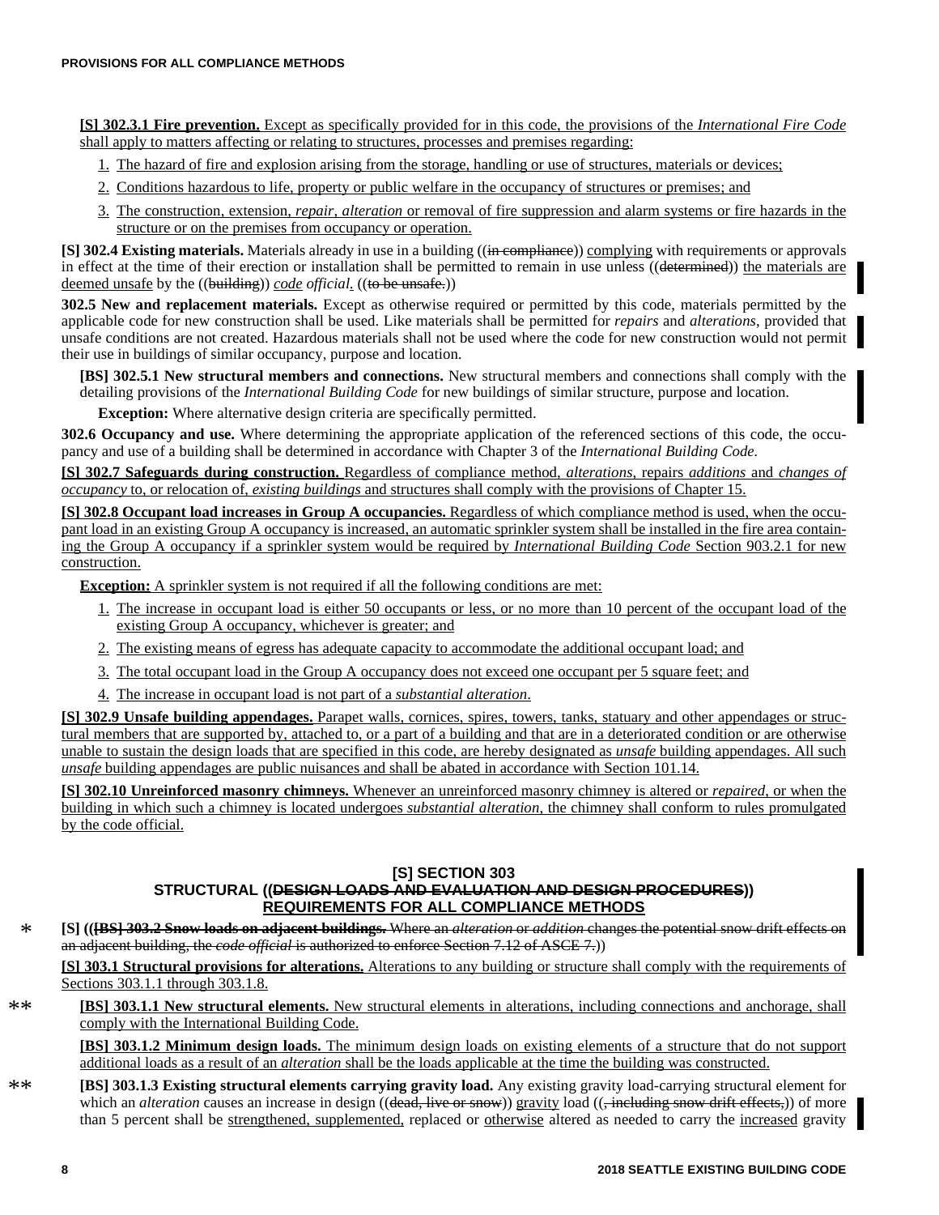**[S] 302.3.1 Fire prevention.** Except as specifically provided for in this code, the provisions of the *International Fire Code* shall apply to matters affecting or relating to structures, processes and premises regarding:

1. The hazard of fire and explosion arising from the storage, handling or use of structures, materials or devices;
2. Conditions hazardous to life, property or public welfare in the occupancy of structures or premises; and
3. The construction, extension, *repair, alteration* or removal of fire suppression and alarm systems or fire hazards in the structure or on the premises from occupancy or operation.

**[S] 302.4 Existing materials.** Materials already in use in a building ((~~in compliance~~)) complying with requirements or approvals in effect at the time of their erection or installation shall be permitted to remain in use unless ((~~determined~~)) the materials are deemed unsafe by the ((~~building~~)) *code official*. ((~~to be unsafe.~~))

**302.5 New and replacement materials.** Except as otherwise required or permitted by this code, materials permitted by the applicable code for new construction shall be used. Like materials shall be permitted for *repairs* and *alterations*, provided that unsafe conditions are not created. Hazardous materials shall not be used where the code for new construction would not permit their use in buildings of similar occupancy, purpose and location.

**[BS] 302.5.1 New structural members and connections.** New structural members and connections shall comply with the detailing provisions of the *International Building Code* for new buildings of similar structure, purpose and location.

**Exception:** Where alternative design criteria are specifically permitted.

**302.6 Occupancy and use.** Where determining the appropriate application of the referenced sections of this code, the occupancy and use of a building shall be determined in accordance with Chapter 3 of the *International Building Code*.

**[S] 302.7 Safeguards during construction.** Regardless of compliance method, *alterations*, repairs *additions* and *changes of occupancy* to, or relocation of, *existing buildings* and structures shall comply with the provisions of Chapter 15.

**[S] 302.8 Occupant load increases in Group A occupancies.** Regardless of which compliance method is used, when the occupant load in an existing Group A occupancy is increased, an automatic sprinkler system shall be installed in the fire area containing the Group A occupancy if a sprinkler system would be required by *International Building Code* Section 903.2.1 for new construction.

**Exception:** A sprinkler system is not required if all the following conditions are met:

1. The increase in occupant load is either 50 occupants or less, or no more than 10 percent of the occupant load of the existing Group A occupancy, whichever is greater; and
2. The existing means of egress has adequate capacity to accommodate the additional occupant load; and
3. The total occupant load in the Group A occupancy does not exceed one occupant per 5 square feet; and
4. The increase in occupant load is not part of a *substantial alteration*.

**[S] 302.9 Unsafe building appendages.** Parapet walls, cornices, spires, towers, tanks, statuary and other appendages or structural members that are supported by, attached to, or a part of a building and that are in a deteriorated condition or are otherwise unable to sustain the design loads that are specified in this code, are hereby designated as *unsafe* building appendages. All such *unsafe* building appendages are public nuisances and shall be abated in accordance with Section 101.14.

**[S] 302.10 Unreinforced masonry chimneys.** Whenever an unreinforced masonry chimney is altered or *repaired*, or when the building in which such a chimney is located undergoes *substantial alteration*, the chimney shall conform to rules promulgated by the code official.

## [S] SECTION 303
## STRUCTURAL ((~~DESIGN LOADS AND EVALUATION AND DESIGN PROCEDURES~~)) REQUIREMENTS FOR ALL COMPLIANCE METHODS

* **[S] ((~~[BS] 303.2 Snow loads on adjacent buildings.~~** ~~Where an *alteration* or *addition* changes the potential snow drift effects on an adjacent building, the *code official* is authorized to enforce Section 7.12 of ASCE 7.~~))

**[S] 303.1 Structural provisions for alterations.** Alterations to any building or structure shall comply with the requirements of Sections 303.1.1 through 303.1.8.

** **[BS] 303.1.1 New structural elements.** New structural elements in alterations, including connections and anchorage, shall comply with the International Building Code.

**[BS] 303.1.2 Minimum design loads.** The minimum design loads on existing elements of a structure that do not support additional loads as a result of an *alteration* shall be the loads applicable at the time the building was constructed.

** **[BS] 303.1.3 Existing structural elements carrying gravity load.** Any existing gravity load-carrying structural element for which an *alteration* causes an increase in design ((~~dead, live or snow~~)) gravity load ((~~, including snow drift effects,~~)) of more than 5 percent shall be strengthened, supplemented, replaced or otherwise altered as needed to carry the increased gravity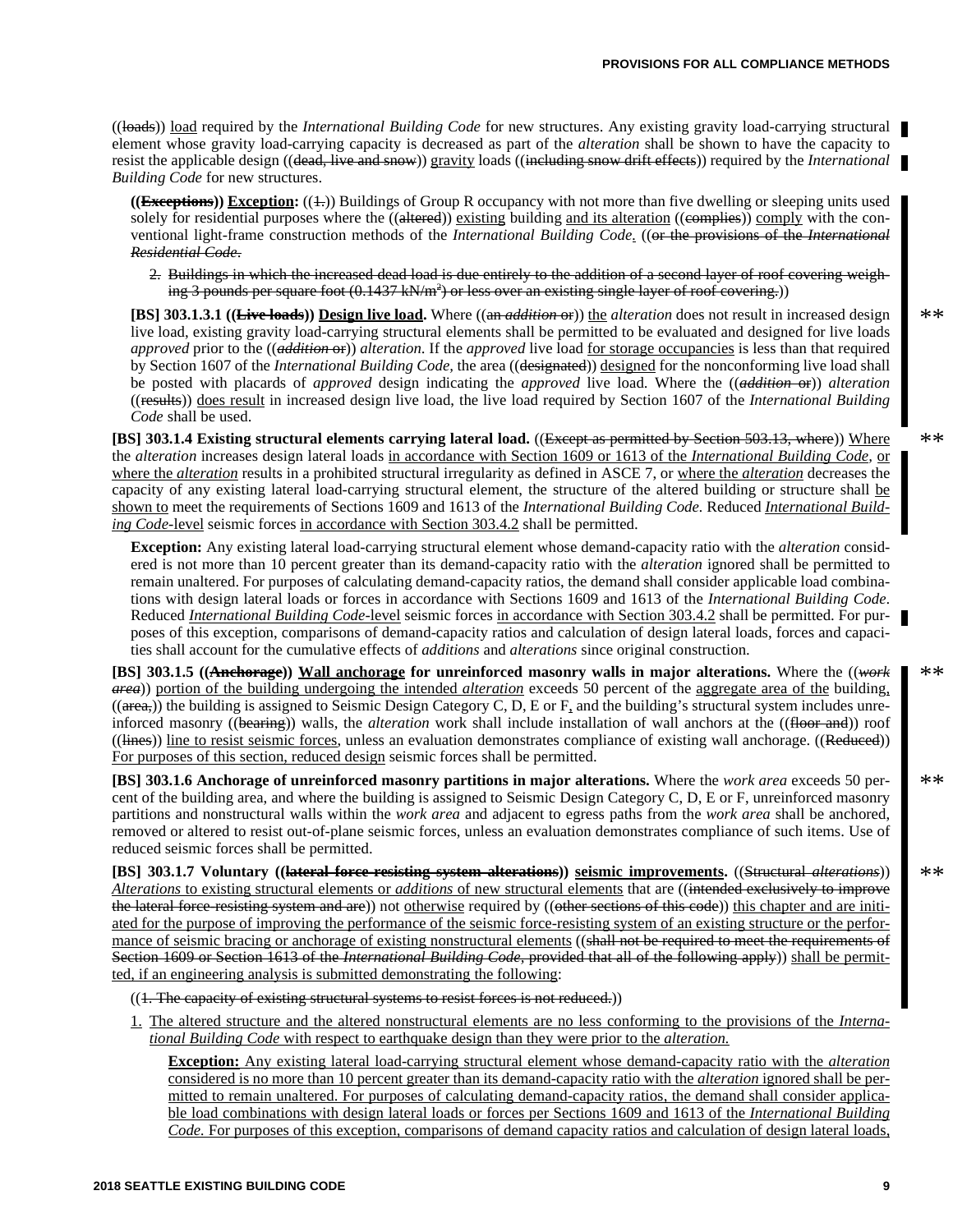((loads)) load required by the *International Building Code* for new structures. Any existing gravity load-carrying structural element whose gravity load-carrying capacity is decreased as part of the *alteration* shall be shown to have the capacity to resist the applicable design ((dead, live and snow)) gravity loads ((including snow drift effects)) required by the *International Building Code* for new structures.

**((Exceptions)) Exception:** ((1.)) Buildings of Group R occupancy with not more than five dwelling or sleeping units used solely for residential purposes where the ((altered)) existing building and its alteration ((complies)) comply with the conventional light-frame construction methods of the *International Building Code*. ((or the provisions of the *International Residential Code*.

2. Buildings in which the increased dead load is due entirely to the addition of a second layer of roof covering weighing 3 pounds per square foot (0.1437 kN/m²) or less over an existing single layer of roof covering.))

**[BS] 303.1.3.1 ((Live loads)) Design live load.** Where ((an *addition* or)) the *alteration* does not result in increased design live load, existing gravity load-carrying structural elements shall be permitted to be evaluated and designed for live loads *approved* prior to the ((*addition* or)) *alteration*. If the *approved* live load for storage occupancies is less than that required by Section 1607 of the *International Building Code*, the area ((designated)) designed for the nonconforming live load shall be posted with placards of *approved* design indicating the *approved* live load. Where the ((*addition* or)) *alteration* ((results)) does result in increased design live load, the live load required by Section 1607 of the *International Building Code* shall be used.

**[BS] 303.1.4 Existing structural elements carrying lateral load.** ((Except as permitted by Section 503.13, where)) Where the *alteration* increases design lateral loads in accordance with Section 1609 or 1613 of the *International Building Code*, or where the *alteration* results in a prohibited structural irregularity as defined in ASCE 7, or where the *alteration* decreases the capacity of any existing lateral load-carrying structural element, the structure of the altered building or structure shall be shown to meet the requirements of Sections 1609 and 1613 of the *International Building Code*. Reduced *International Building Code*-level seismic forces in accordance with Section 303.4.2 shall be permitted.

**Exception:** Any existing lateral load-carrying structural element whose demand-capacity ratio with the *alteration* considered is not more than 10 percent greater than its demand-capacity ratio with the *alteration* ignored shall be permitted to remain unaltered. For purposes of calculating demand-capacity ratios, the demand shall consider applicable load combinations with design lateral loads or forces in accordance with Sections 1609 and 1613 of the *International Building Code*. Reduced *International Building Code*-level seismic forces in accordance with Section 303.4.2 shall be permitted. For purposes of this exception, comparisons of demand-capacity ratios and calculation of design lateral loads, forces and capacities shall account for the cumulative effects of *additions* and *alterations* since original construction.

**[BS] 303.1.5 ((Anchorage)) Wall anchorage for unreinforced masonry walls in major alterations.** Where the ((*work area*)) portion of the building undergoing the intended *alteration* exceeds 50 percent of the aggregate area of the building, ((area,)) the building is assigned to Seismic Design Category C, D, E or F, and the building's structural system includes unreinforced masonry ((bearing)) walls, the *alteration* work shall include installation of wall anchors at the ((floor and)) roof ((lines)) line to resist seismic forces, unless an evaluation demonstrates compliance of existing wall anchorage. ((Reduced)) For purposes of this section, reduced design seismic forces shall be permitted.

**[BS] 303.1.6 Anchorage of unreinforced masonry partitions in major alterations.** Where the *work area* exceeds 50 percent of the building area, and where the building is assigned to Seismic Design Category C, D, E or F, unreinforced masonry partitions and nonstructural walls within the *work area* and adjacent to egress paths from the *work area* shall be anchored, removed or altered to resist out-of-plane seismic forces, unless an evaluation demonstrates compliance of such items. Use of reduced seismic forces shall be permitted.

**[BS] 303.1.7 Voluntary ((lateral force-resisting system alterations)) seismic improvements.** ((Structural *alterations*)) *Alterations* to existing structural elements or *additions* of new structural elements that are ((intended exclusively to improve the lateral force-resisting system and are)) not otherwise required by ((other sections of this code)) this chapter and are initiated for the purpose of improving the performance of the seismic force-resisting system of an existing structure or the performance of seismic bracing or anchorage of existing nonstructural elements ((shall not be required to meet the requirements of Section 1609 or Section 1613 of the *International Building Code*, provided that all of the following apply)) shall be permitted, if an engineering analysis is submitted demonstrating the following:

((1. The capacity of existing structural systems to resist forces is not reduced.))

1. The altered structure and the altered nonstructural elements are no less conforming to the provisions of the *International Building Code* with respect to earthquake design than they were prior to the *alteration*.

   **Exception:** Any existing lateral load-carrying structural element whose demand-capacity ratio with the *alteration* considered is no more than 10 percent greater than its demand-capacity ratio with the *alteration* ignored shall be permitted to remain unaltered. For purposes of calculating demand-capacity ratios, the demand shall consider applicable load combinations with design lateral loads or forces per Sections 1609 and 1613 of the *International Building Code*. For purposes of this exception, comparisons of demand capacity ratios and calculation of design lateral loads,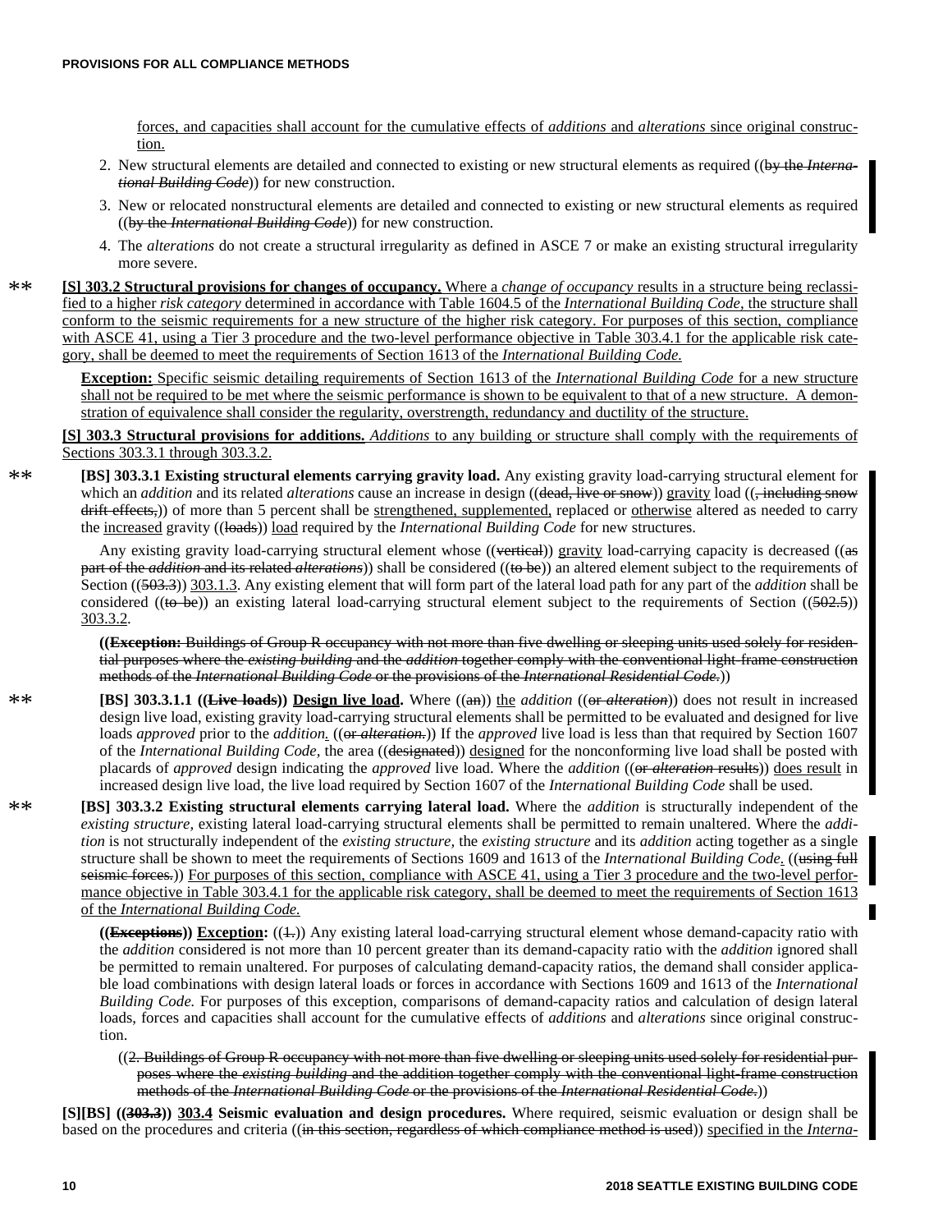forces, and capacities shall account for the cumulative effects of *additions* and *alterations* since original construction.

2. New structural elements are detailed and connected to existing or new structural elements as required ((by the *International Building Code*)) for new construction.
3. New or relocated nonstructural elements are detailed and connected to existing or new structural elements as required ((by the *International Building Code*)) for new construction.
4. The *alterations* do not create a structural irregularity as defined in ASCE 7 or make an existing structural irregularity more severe.

** **[S] 303.2 Structural provisions for changes of occupancy.** Where a *change of occupancy* results in a structure being reclassified to a higher *risk category* determined in accordance with Table 1604.5 of the *International Building Code*, the structure shall conform to the seismic requirements for a new structure of the higher risk category. For purposes of this section, compliance with ASCE 41, using a Tier 3 procedure and the two-level performance objective in Table 303.4.1 for the applicable risk category, shall be deemed to meet the requirements of Section 1613 of the *International Building Code*.

**Exception:** Specific seismic detailing requirements of Section 1613 of the *International Building Code* for a new structure shall not be required to be met where the seismic performance is shown to be equivalent to that of a new structure. A demonstration of equivalence shall consider the regularity, overstrength, redundancy and ductility of the structure.

**[S] 303.3 Structural provisions for additions.** *Additions* to any building or structure shall comply with the requirements of Sections 303.3.1 through 303.3.2.

** **[BS] 303.3.1 Existing structural elements carrying gravity load.** Any existing gravity load-carrying structural element for which an *addition* and its related *alterations* cause an increase in design ((dead, live or snow)) gravity load ((, including snow drift effects,)) of more than 5 percent shall be strengthened, supplemented, replaced or otherwise altered as needed to carry the increased gravity ((loads)) load required by the *International Building Code* for new structures.

Any existing gravity load-carrying structural element whose ((vertical)) gravity load-carrying capacity is decreased ((as part of the *addition* and its related *alterations*)) shall be considered ((to be)) an altered element subject to the requirements of Section ((503.3)) 303.1.3. Any existing element that will form part of the lateral load path for any part of the *addition* shall be considered ((to be)) an existing lateral load-carrying structural element subject to the requirements of Section ((502.5)) 303.3.2.

((**Exception:** Buildings of Group R occupancy with not more than five dwelling or sleeping units used solely for residential purposes where the *existing building* and the *addition* together comply with the conventional light-frame construction methods of the *International Building Code* or the provisions of the *International Residential Code*.))

** **[BS] 303.3.1.1 ((Live loads)) Design live load.** Where ((an)) the *addition* ((or *alteration*)) does not result in increased design live load, existing gravity load-carrying structural elements shall be permitted to be evaluated and designed for live loads *approved* prior to the *addition*. ((or *alteration*.)) If the *approved* live load is less than that required by Section 1607 of the *International Building Code*, the area ((designated)) designed for the nonconforming live load shall be posted with placards of *approved* design indicating the *approved* live load. Where the *addition* ((or *alteration* results)) does result in increased design live load, the live load required by Section 1607 of the *International Building Code* shall be used.

** **[BS] 303.3.2 Existing structural elements carrying lateral load.** Where the *addition* is structurally independent of the *existing structure*, existing lateral load-carrying structural elements shall be permitted to remain unaltered. Where the *addition* is not structurally independent of the *existing structure*, the *existing structure* and its *addition* acting together as a single structure shall be shown to meet the requirements of Sections 1609 and 1613 of the *International Building Code*. ((using full seismic forces.)) For purposes of this section, compliance with ASCE 41, using a Tier 3 procedure and the two-level performance objective in Table 303.4.1 for the applicable risk category, shall be deemed to meet the requirements of Section 1613 of the *International Building Code*.

**((Exceptions)) Exception:** ((1.)) Any existing lateral load-carrying structural element whose demand-capacity ratio with the *addition* considered is not more than 10 percent greater than its demand-capacity ratio with the *addition* ignored shall be permitted to remain unaltered. For purposes of calculating demand-capacity ratios, the demand shall consider applicable load combinations with design lateral loads or forces in accordance with Sections 1609 and 1613 of the *International Building Code*. For purposes of this exception, comparisons of demand-capacity ratios and calculation of design lateral loads, forces and capacities shall account for the cumulative effects of *additions* and *alterations* since original construction.

((2. Buildings of Group R occupancy with not more than five dwelling or sleeping units used solely for residential purposes where the *existing building* and the addition together comply with the conventional light-frame construction methods of the *International Building Code* or the provisions of the *International Residential Code*.))

**[S][BS] ((303.3)) 303.4 Seismic evaluation and design procedures.** Where required, seismic evaluation or design shall be based on the procedures and criteria ((in this section, regardless of which compliance method is used)) specified in the *Interna-*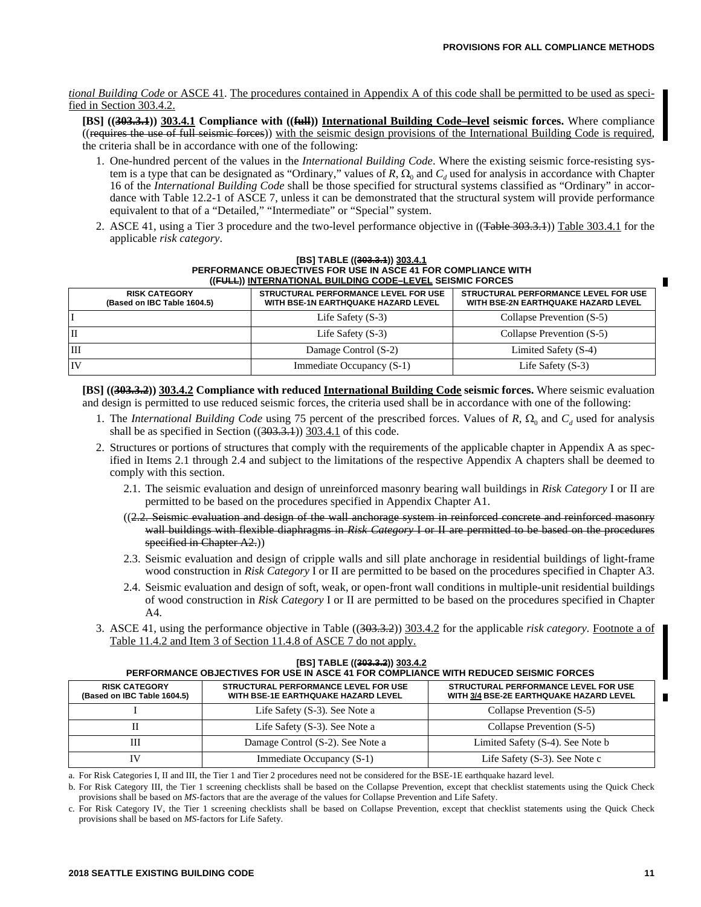*tional Building Code* or ASCE 41. The procedures contained in Appendix A of this code shall be permitted to be used as specified in Section 303.4.2.

**[BS] ((~~303.3.1~~)) 303.4.1 Compliance with ((~~full~~)) International Building Code–level seismic forces.** Where compliance ((~~requires the use of full seismic forces~~)) with the seismic design provisions of the International Building Code is required, the criteria shall be in accordance with one of the following:

1. One-hundred percent of the values in the *International Building Code*. Where the existing seismic force-resisting system is a type that can be designated as "Ordinary," values of $R$, $\Omega_0$ and $C_d$ used for analysis in accordance with Chapter 16 of the *International Building Code* shall be those specified for structural systems classified as "Ordinary" in accordance with Table 12.2-1 of ASCE 7, unless it can be demonstrated that the structural system will provide performance equivalent to that of a "Detailed," "Intermediate" or "Special" system.
2. ASCE 41, using a Tier 3 procedure and the two-level performance objective in ((~~Table 303.3.1~~)) Table 303.4.1 for the applicable *risk category*.

**[BS] TABLE ((~~303.3.1~~)) 303.4.1**
**PERFORMANCE OBJECTIVES FOR USE IN ASCE 41 FOR COMPLIANCE WITH ((~~FULL~~)) INTERNATIONAL BUILDING CODE–LEVEL SEISMIC FORCES**

| RISK CATEGORY (Based on IBC Table 1604.5) | STRUCTURAL PERFORMANCE LEVEL FOR USE WITH BSE-1N EARTHQUAKE HAZARD LEVEL | STRUCTURAL PERFORMANCE LEVEL FOR USE WITH BSE-2N EARTHQUAKE HAZARD LEVEL |
|---|---|---|
| I | Life Safety (S-3) | Collapse Prevention (S-5) |
| II | Life Safety (S-3) | Collapse Prevention (S-5) |
| III | Damage Control (S-2) | Limited Safety (S-4) |
| IV | Immediate Occupancy (S-1) | Life Safety (S-3) |

**[BS] ((~~303.3.2~~)) 303.4.2 Compliance with reduced International Building Code seismic forces.** Where seismic evaluation and design is permitted to use reduced seismic forces, the criteria used shall be in accordance with one of the following:

1. The *International Building Code* using 75 percent of the prescribed forces. Values of $R$, $\Omega_0$ and $C_d$ used for analysis shall be as specified in Section ((~~303.3.1~~)) 303.4.1 of this code.
2. Structures or portions of structures that comply with the requirements of the applicable chapter in Appendix A as specified in Items 2.1 through 2.4 and subject to the limitations of the respective Appendix A chapters shall be deemed to comply with this section.
   - 2.1. The seismic evaluation and design of unreinforced masonry bearing wall buildings in *Risk Category* I or II are permitted to be based on the procedures specified in Appendix Chapter A1.
   - ((~~2.2. Seismic evaluation and design of the wall anchorage system in reinforced concrete and reinforced masonry wall buildings with flexible diaphragms in *Risk Category* I or II are permitted to be based on the procedures specified in Chapter A2.~~))
   - 2.3. Seismic evaluation and design of cripple walls and sill plate anchorage in residential buildings of light-frame wood construction in *Risk Category* I or II are permitted to be based on the procedures specified in Chapter A3.
   - 2.4. Seismic evaluation and design of soft, weak, or open-front wall conditions in multiple-unit residential buildings of wood construction in *Risk Category* I or II are permitted to be based on the procedures specified in Chapter A4.
3. ASCE 41, using the performance objective in Table ((~~303.3.2~~)) 303.4.2 for the applicable *risk category*. Footnote a of Table 11.4.2 and Item 3 of Section 11.4.8 of ASCE 7 do not apply.

**[BS] TABLE ((~~303.3.2~~)) 303.4.2**
**PERFORMANCE OBJECTIVES FOR USE IN ASCE 41 FOR COMPLIANCE WITH REDUCED SEISMIC FORCES**

| RISK CATEGORY (Based on IBC Table 1604.5) | STRUCTURAL PERFORMANCE LEVEL FOR USE WITH BSE-1E EARTHQUAKE HAZARD LEVEL | STRUCTURAL PERFORMANCE LEVEL FOR USE WITH 3/4 BSE-2E EARTHQUAKE HAZARD LEVEL |
|---|---|---|
| I | Life Safety (S-3). See Note a | Collapse Prevention (S-5) |
| II | Life Safety (S-3). See Note a | Collapse Prevention (S-5) |
| III | Damage Control (S-2). See Note a | Limited Safety (S-4). See Note b |
| IV | Immediate Occupancy (S-1) | Life Safety (S-3). See Note c |

a. For Risk Categories I, II and III, the Tier 1 and Tier 2 procedures need not be considered for the BSE-1E earthquake hazard level.

b. For Risk Category III, the Tier 1 screening checklists shall be based on the Collapse Prevention, except that checklist statements using the Quick Check provisions shall be based on *MS*-factors that are the average of the values for Collapse Prevention and Life Safety.

c. For Risk Category IV, the Tier 1 screening checklists shall be based on Collapse Prevention, except that checklist statements using the Quick Check provisions shall be based on *MS*-factors for Life Safety.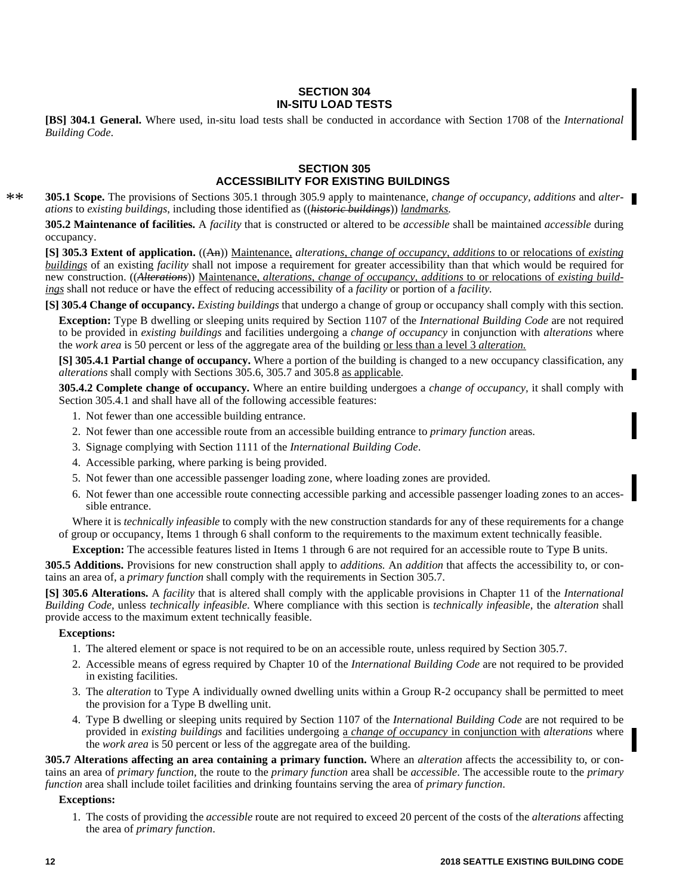## SECTION 304
## IN-SITU LOAD TESTS

**[BS] 304.1 General.** Where used, in-situ load tests shall be conducted in accordance with Section 1708 of the *International Building Code*.

## SECTION 305
## ACCESSIBILITY FOR EXISTING BUILDINGS

** **305.1 Scope.** The provisions of Sections 305.1 through 305.9 apply to maintenance, *change of occupancy, additions* and *alterations* to *existing buildings*, including those identified as ((~~*historic buildings*~~)) <u>*landmarks*</u>.

**305.2 Maintenance of facilities.** A *facility* that is constructed or altered to be *accessible* shall be maintained *accessible* during occupancy.

**[S] 305.3 Extent of application.** ((~~An~~)) <u>Maintenance,</u> *alteration<u>s, change of occupancy, additions</u>* <u>to or relocations of *existing buildings*</u> of an existing *facility* shall not impose a requirement for greater accessibility than that which would be required for new construction. ((~~*Alterations*~~)) <u>Maintenance, *alterations, change of occupancy, additions* to or relocations of *existing buildings*</u> shall not reduce or have the effect of reducing accessibility of a *facility* or portion of a *facility.*

**[S] 305.4 Change of occupancy.** *Existing buildings* that undergo a change of group or occupancy shall comply with this section.

**Exception:** Type B dwelling or sleeping units required by Section 1107 of the *International Building Code* are not required to be provided in *existing buildings* and facilities undergoing a *change of occupancy* in conjunction with *alterations* where the *work area* is 50 percent or less of the aggregate area of the building <u>or less than a level 3 *alteration.*</u>

**[S] 305.4.1 Partial change of occupancy.** Where a portion of the building is changed to a new occupancy classification, any *alterations* shall comply with Sections 305.6, 305.7 and 305.8 <u>as applicable</u>.

**305.4.2 Complete change of occupancy.** Where an entire building undergoes a *change of occupancy,* it shall comply with Section 305.4.1 and shall have all of the following accessible features:

1. Not fewer than one accessible building entrance.
2. Not fewer than one accessible route from an accessible building entrance to *primary function* areas.
3. Signage complying with Section 1111 of the *International Building Code*.
4. Accessible parking, where parking is being provided.
5. Not fewer than one accessible passenger loading zone, where loading zones are provided.
6. Not fewer than one accessible route connecting accessible parking and accessible passenger loading zones to an accessible entrance.

Where it is *technically infeasible* to comply with the new construction standards for any of these requirements for a change of group or occupancy, Items 1 through 6 shall conform to the requirements to the maximum extent technically feasible.

**Exception:** The accessible features listed in Items 1 through 6 are not required for an accessible route to Type B units.

**305.5 Additions.** Provisions for new construction shall apply to *additions.* An *addition* that affects the accessibility to, or contains an area of, a *primary function* shall comply with the requirements in Section 305.7.

**[S] 305.6 Alterations.** A *facility* that is altered shall comply with the applicable provisions in Chapter 11 of the *International Building Code,* unless *technically infeasible*. Where compliance with this section is *technically infeasible,* the *alteration* shall provide access to the maximum extent technically feasible.

**Exceptions:**

1. The altered element or space is not required to be on an accessible route, unless required by Section 305.7.
2. Accessible means of egress required by Chapter 10 of the *International Building Code* are not required to be provided in existing facilities.
3. The *alteration* to Type A individually owned dwelling units within a Group R-2 occupancy shall be permitted to meet the provision for a Type B dwelling unit.
4. Type B dwelling or sleeping units required by Section 1107 of the *International Building Code* are not required to be provided in *existing buildings* and facilities undergoing <u>a *change of occupancy* in conjunction with</u> *alterations* where the *work area* is 50 percent or less of the aggregate area of the building.

**305.7 Alterations affecting an area containing a primary function.** Where an *alteration* affects the accessibility to, or contains an area of *primary function*, the route to the *primary function* area shall be *accessible*. The accessible route to the *primary function* area shall include toilet facilities and drinking fountains serving the area of *primary function*.

**Exceptions:**

1. The costs of providing the *accessible* route are not required to exceed 20 percent of the costs of the *alterations* affecting the area of *primary function*.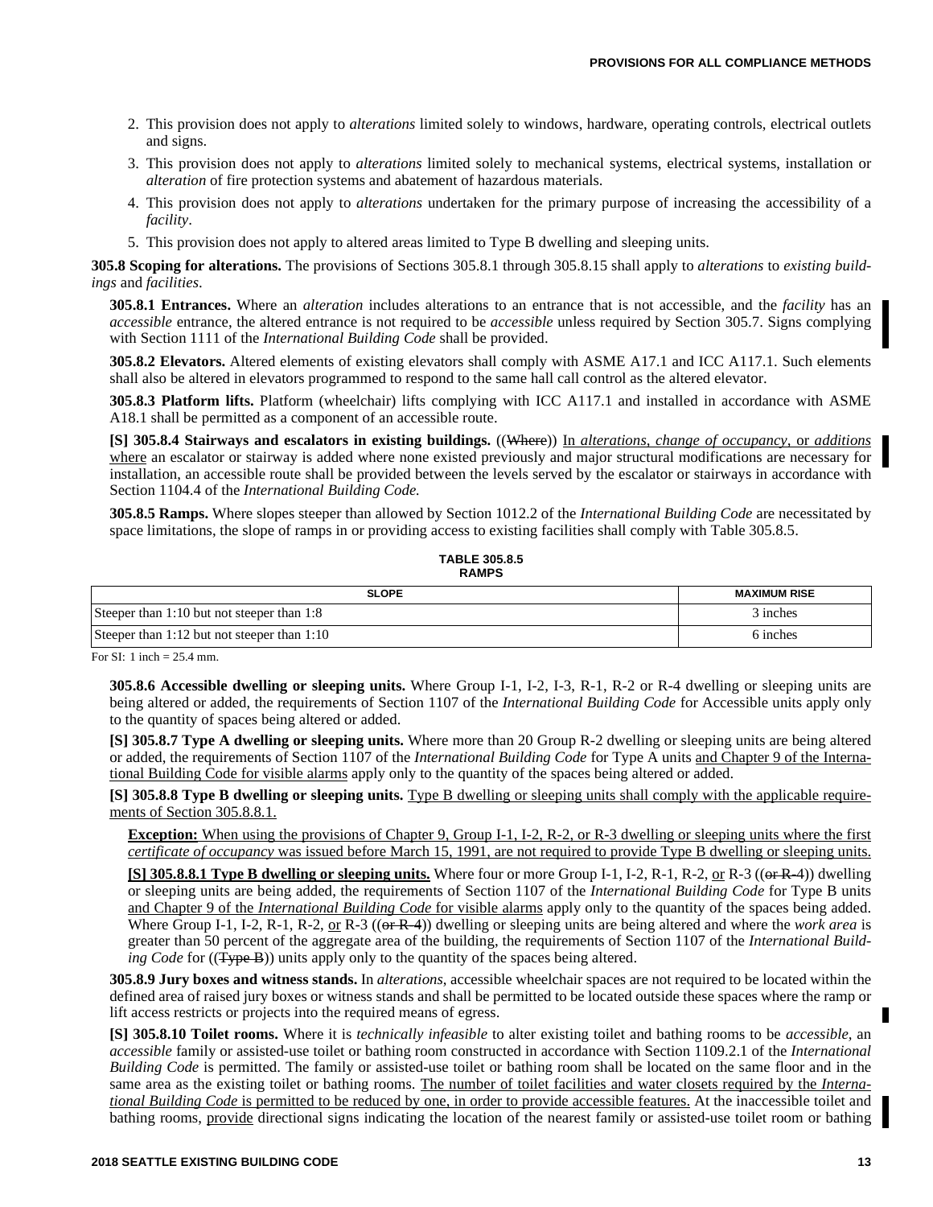2. This provision does not apply to *alterations* limited solely to windows, hardware, operating controls, electrical outlets and signs.

3. This provision does not apply to *alterations* limited solely to mechanical systems, electrical systems, installation or *alteration* of fire protection systems and abatement of hazardous materials.

4. This provision does not apply to *alterations* undertaken for the primary purpose of increasing the accessibility of a *facility*.

5. This provision does not apply to altered areas limited to Type B dwelling and sleeping units.

**305.8 Scoping for alterations.** The provisions of Sections 305.8.1 through 305.8.15 shall apply to *alterations* to *existing buildings* and *facilities*.

**305.8.1 Entrances.** Where an *alteration* includes alterations to an entrance that is not accessible, and the *facility* has an *accessible* entrance, the altered entrance is not required to be *accessible* unless required by Section 305.7. Signs complying with Section 1111 of the *International Building Code* shall be provided.

**305.8.2 Elevators.** Altered elements of existing elevators shall comply with ASME A17.1 and ICC A117.1. Such elements shall also be altered in elevators programmed to respond to the same hall call control as the altered elevator.

**305.8.3 Platform lifts.** Platform (wheelchair) lifts complying with ICC A117.1 and installed in accordance with ASME A18.1 shall be permitted as a component of an accessible route.

**[S] 305.8.4 Stairways and escalators in existing buildings.** ((~~Where~~)) In *alterations*, *change of occupancy*, or *additions* where an escalator or stairway is added where none existed previously and major structural modifications are necessary for installation, an accessible route shall be provided between the levels served by the escalator or stairways in accordance with Section 1104.4 of the *International Building Code.*

**305.8.5 Ramps.** Where slopes steeper than allowed by Section 1012.2 of the *International Building Code* are necessitated by space limitations, the slope of ramps in or providing access to existing facilities shall comply with Table 305.8.5.

**TABLE 305.8.5**
**RAMPS**

| SLOPE | MAXIMUM RISE |
|---|---|
| Steeper than 1:10 but not steeper than 1:8 | 3 inches |
| Steeper than 1:12 but not steeper than 1:10 | 6 inches |

For SI: 1 inch = 25.4 mm.

**305.8.6 Accessible dwelling or sleeping units.** Where Group I-1, I-2, I-3, R-1, R-2 or R-4 dwelling or sleeping units are being altered or added, the requirements of Section 1107 of the *International Building Code* for Accessible units apply only to the quantity of spaces being altered or added.

**[S] 305.8.7 Type A dwelling or sleeping units.** Where more than 20 Group R-2 dwelling or sleeping units are being altered or added, the requirements of Section 1107 of the *International Building Code* for Type A units and Chapter 9 of the International Building Code for visible alarms apply only to the quantity of the spaces being altered or added.

**[S] 305.8.8 Type B dwelling or sleeping units.** Type B dwelling or sleeping units shall comply with the applicable requirements of Section 305.8.8.1.

**Exception:** When using the provisions of Chapter 9, Group I-1, I-2, R-2, or R-3 dwelling or sleeping units where the first *certificate of occupancy* was issued before March 15, 1991, are not required to provide Type B dwelling or sleeping units.

**[S] 305.8.8.1 Type B dwelling or sleeping units.** Where four or more Group I-1, I-2, R-1, R-2, or R-3 ((~~or R-4~~)) dwelling or sleeping units are being added, the requirements of Section 1107 of the *International Building Code* for Type B units and Chapter 9 of the *International Building Code* for visible alarms apply only to the quantity of the spaces being added. Where Group I-1, I-2, R-1, R-2, or R-3 ((~~or R-4~~)) dwelling or sleeping units are being altered and where the *work area* is greater than 50 percent of the aggregate area of the building, the requirements of Section 1107 of the *International Building Code* for ((~~Type B~~)) units apply only to the quantity of the spaces being altered.

**305.8.9 Jury boxes and witness stands.** In *alterations*, accessible wheelchair spaces are not required to be located within the defined area of raised jury boxes or witness stands and shall be permitted to be located outside these spaces where the ramp or lift access restricts or projects into the required means of egress.

**[S] 305.8.10 Toilet rooms.** Where it is *technically infeasible* to alter existing toilet and bathing rooms to be *accessible,* an *accessible* family or assisted-use toilet or bathing room constructed in accordance with Section 1109.2.1 of the *International Building Code* is permitted. The family or assisted-use toilet or bathing room shall be located on the same floor and in the same area as the existing toilet or bathing rooms. The number of toilet facilities and water closets required by the *International Building Code* is permitted to be reduced by one, in order to provide accessible features. At the inaccessible toilet and bathing rooms, provide directional signs indicating the location of the nearest family or assisted-use toilet room or bathing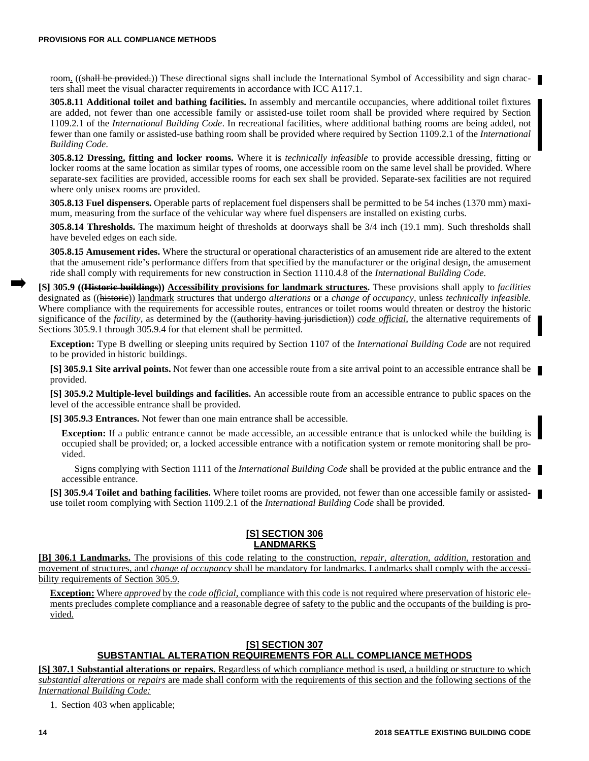room. ((shall be provided.)) These directional signs shall include the International Symbol of Accessibility and sign characters shall meet the visual character requirements in accordance with ICC A117.1.

**305.8.11 Additional toilet and bathing facilities.** In assembly and mercantile occupancies, where additional toilet fixtures are added, not fewer than one accessible family or assisted-use toilet room shall be provided where required by Section 1109.2.1 of the *International Building Code*. In recreational facilities, where additional bathing rooms are being added, not fewer than one family or assisted-use bathing room shall be provided where required by Section 1109.2.1 of the *International Building Code*.

**305.8.12 Dressing, fitting and locker rooms.** Where it is *technically infeasible* to provide accessible dressing, fitting or locker rooms at the same location as similar types of rooms, one accessible room on the same level shall be provided. Where separate-sex facilities are provided, accessible rooms for each sex shall be provided. Separate-sex facilities are not required where only unisex rooms are provided.

**305.8.13 Fuel dispensers.** Operable parts of replacement fuel dispensers shall be permitted to be 54 inches (1370 mm) maximum, measuring from the surface of the vehicular way where fuel dispensers are installed on existing curbs.

**305.8.14 Thresholds.** The maximum height of thresholds at doorways shall be 3/4 inch (19.1 mm). Such thresholds shall have beveled edges on each side.

**305.8.15 Amusement rides.** Where the structural or operational characteristics of an amusement ride are altered to the extent that the amusement ride's performance differs from that specified by the manufacturer or the original design, the amusement ride shall comply with requirements for new construction in Section 1110.4.8 of the *International Building Code*.

**[S] 305.9 ((~~Historic buildings~~)) Accessibility provisions for landmark structures.** These provisions shall apply to *facilities* designated as ((~~historic~~)) landmark structures that undergo *alterations* or a *change of occupancy,* unless *technically infeasible.* Where compliance with the requirements for accessible routes, entrances or toilet rooms would threaten or destroy the historic significance of the *facility,* as determined by the ((~~authority having jurisdiction~~)) *code official,* the alternative requirements of Sections 305.9.1 through 305.9.4 for that element shall be permitted.

**Exception:** Type B dwelling or sleeping units required by Section 1107 of the *International Building Code* are not required to be provided in historic buildings.

**[S] 305.9.1 Site arrival points.** Not fewer than one accessible route from a site arrival point to an accessible entrance shall be provided.

**[S] 305.9.2 Multiple-level buildings and facilities.** An accessible route from an accessible entrance to public spaces on the level of the accessible entrance shall be provided.

**[S] 305.9.3 Entrances.** Not fewer than one main entrance shall be accessible.

**Exception:** If a public entrance cannot be made accessible, an accessible entrance that is unlocked while the building is occupied shall be provided; or, a locked accessible entrance with a notification system or remote monitoring shall be provided.

Signs complying with Section 1111 of the *International Building Code* shall be provided at the public entrance and the accessible entrance.

**[S] 305.9.4 Toilet and bathing facilities.** Where toilet rooms are provided, not fewer than one accessible family or assisted-use toilet room complying with Section 1109.2.1 of the *International Building Code* shall be provided.

## [S] SECTION 306
## LANDMARKS

**[B] 306.1 Landmarks.** The provisions of this code relating to the construction, *repair, alteration, addition,* restoration and movement of structures, and *change of occupancy* shall be mandatory for landmarks. Landmarks shall comply with the accessibility requirements of Section 305.9.

**Exception:** Where *approved* by the *code official,* compliance with this code is not required where preservation of historic elements precludes complete compliance and a reasonable degree of safety to the public and the occupants of the building is provided.

## [S] SECTION 307
## SUBSTANTIAL ALTERATION REQUIREMENTS FOR ALL COMPLIANCE METHODS

**[S] 307.1 Substantial alterations or repairs.** Regardless of which compliance method is used, a building or structure to which *substantial alterations* or *repairs* are made shall conform with the requirements of this section and the following sections of the *International Building Code:*

1. Section 403 when applicable;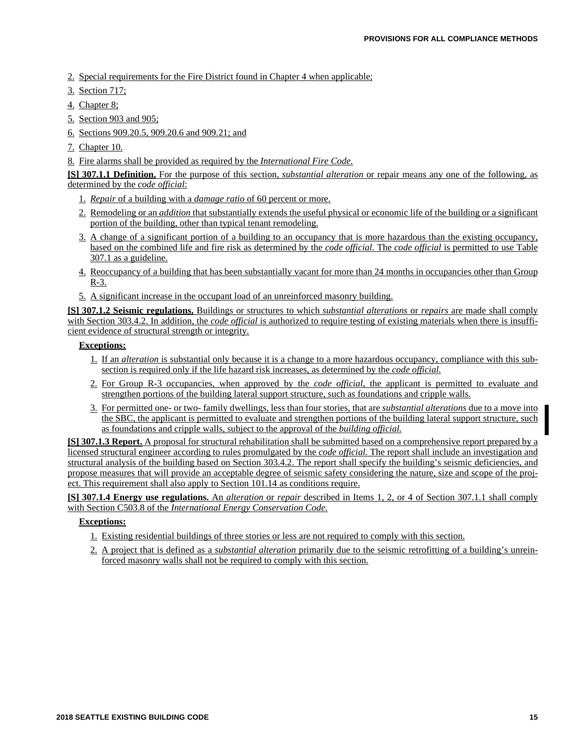2. Special requirements for the Fire District found in Chapter 4 when applicable;
3. Section 717;
4. Chapter 8;
5. Section 903 and 905;
6. Sections 909.20.5, 909.20.6 and 909.21; and
7. Chapter 10.
8. Fire alarms shall be provided as required by the *International Fire Code.*

**[S] 307.1.1 Definition.** For the purpose of this section, *substantial alteration* or repair means any one of the following, as determined by the *code official*:

1. *Repair* of a building with a *damage ratio* of 60 percent or more.
2. Remodeling or an *addition* that substantially extends the useful physical or economic life of the building or a significant portion of the building, other than typical tenant remodeling.
3. A change of a significant portion of a building to an occupancy that is more hazardous than the existing occupancy, based on the combined life and fire risk as determined by the *code official.* The *code official* is permitted to use Table 307.1 as a guideline.
4. Reoccupancy of a building that has been substantially vacant for more than 24 months in occupancies other than Group R-3.
5. A significant increase in the occupant load of an unreinforced masonry building.

**[S] 307.1.2 Seismic regulations.** Buildings or structures to which *substantial alterations* or *repairs* are made shall comply with Section 303.4.2. In addition, the *code official* is authorized to require testing of existing materials when there is insufficient evidence of structural strength or integrity.

**Exceptions:**

1. If an *alteration* is substantial only because it is a change to a more hazardous occupancy, compliance with this subsection is required only if the life hazard risk increases, as determined by the *code official.*
2. For Group R-3 occupancies, when approved by the *code official*, the applicant is permitted to evaluate and strengthen portions of the building lateral support structure, such as foundations and cripple walls.
3. For permitted one- or two- family dwellings, less than four stories, that are *substantial alterations* due to a move into the SBC, the applicant is permitted to evaluate and strengthen portions of the building lateral support structure, such as foundations and cripple walls, subject to the approval of the *building official.*

**[S] 307.1.3 Report.** A proposal for structural rehabilitation shall be submitted based on a comprehensive report prepared by a licensed structural engineer according to rules promulgated by the *code official.* The report shall include an investigation and structural analysis of the building based on Section 303.4.2. The report shall specify the building's seismic deficiencies, and propose measures that will provide an acceptable degree of seismic safety considering the nature, size and scope of the project. This requirement shall also apply to Section 101.14 as conditions require.

**[S] 307.1.4 Energy use regulations.** An *alteration* or *repair* described in Items 1, 2, or 4 of Section 307.1.1 shall comply with Section C503.8 of the *International Energy Conservation Code.*

**Exceptions:**

1. Existing residential buildings of three stories or less are not required to comply with this section.
2. A project that is defined as a *substantial alteration* primarily due to the seismic retrofitting of a building's unreinforced masonry walls shall not be required to comply with this section.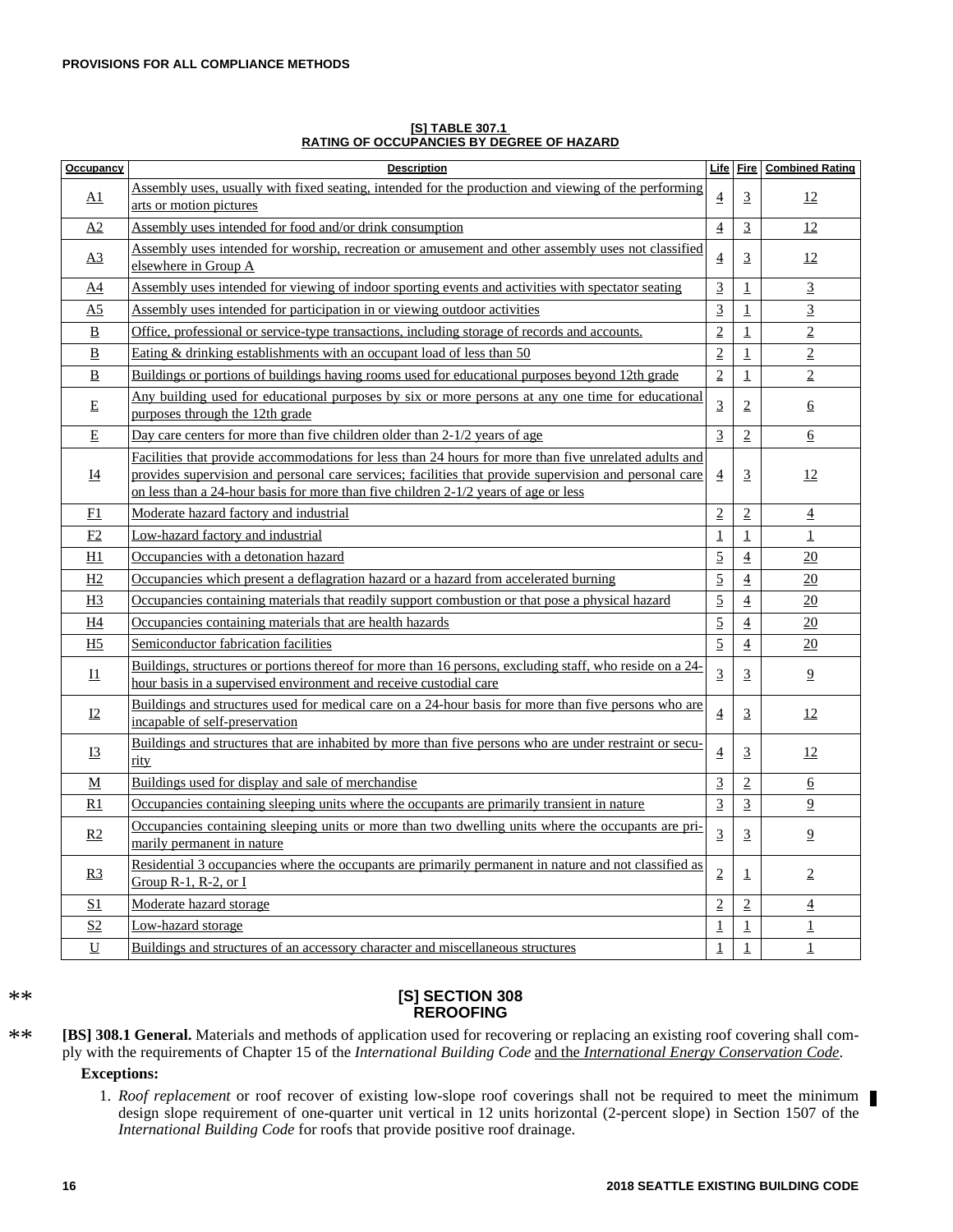**[S] TABLE 307.1**
**RATING OF OCCUPANCIES BY DEGREE OF HAZARD**

| Occupancy | Description | Life | Fire | Combined Rating |
|---|---|---|---|---|
| A1 | Assembly uses, usually with fixed seating, intended for the production and viewing of the performing arts or motion pictures | 4 | 3 | 12 |
| A2 | Assembly uses intended for food and/or drink consumption | 4 | 3 | 12 |
| A3 | Assembly uses intended for worship, recreation or amusement and other assembly uses not classified elsewhere in Group A | 4 | 3 | 12 |
| A4 | Assembly uses intended for viewing of indoor sporting events and activities with spectator seating | 3 | 1 | 3 |
| A5 | Assembly uses intended for participation in or viewing outdoor activities | 3 | 1 | 3 |
| B | Office, professional or service-type transactions, including storage of records and accounts. | 2 | 1 | 2 |
| B | Eating & drinking establishments with an occupant load of less than 50 | 2 | 1 | 2 |
| B | Buildings or portions of buildings having rooms used for educational purposes beyond 12th grade | 2 | 1 | 2 |
| E | Any building used for educational purposes by six or more persons at any one time for educational purposes through the 12th grade | 3 | 2 | 6 |
| E | Day care centers for more than five children older than 2-1/2 years of age | 3 | 2 | 6 |
| I4 | Facilities that provide accommodations for less than 24 hours for more than five unrelated adults and provides supervision and personal care services; facilities that provide supervision and personal care on less than a 24-hour basis for more than five children 2-1/2 years of age or less | 4 | 3 | 12 |
| F1 | Moderate hazard factory and industrial | 2 | 2 | 4 |
| F2 | Low-hazard factory and industrial | 1 | 1 | 1 |
| H1 | Occupancies with a detonation hazard | 5 | 4 | 20 |
| H2 | Occupancies which present a deflagration hazard or a hazard from accelerated burning | 5 | 4 | 20 |
| H3 | Occupancies containing materials that readily support combustion or that pose a physical hazard | 5 | 4 | 20 |
| H4 | Occupancies containing materials that are health hazards | 5 | 4 | 20 |
| H5 | Semiconductor fabrication facilities | 5 | 4 | 20 |
| I1 | Buildings, structures or portions thereof for more than 16 persons, excluding staff, who reside on a 24-hour basis in a supervised environment and receive custodial care | 3 | 3 | 9 |
| I2 | Buildings and structures used for medical care on a 24-hour basis for more than five persons who are incapable of self-preservation | 4 | 3 | 12 |
| I3 | Buildings and structures that are inhabited by more than five persons who are under restraint or security | 4 | 3 | 12 |
| M | Buildings used for display and sale of merchandise | 3 | 2 | 6 |
| R1 | Occupancies containing sleeping units where the occupants are primarily transient in nature | 3 | 3 | 9 |
| R2 | Occupancies containing sleeping units or more than two dwelling units where the occupants are primarily permanent in nature | 3 | 3 | 9 |
| R3 | Residential 3 occupancies where the occupants are primarily permanent in nature and not classified as Group R-1, R-2, or I | 2 | 1 | 2 |
| S1 | Moderate hazard storage | 2 | 2 | 4 |
| S2 | Low-hazard storage | 1 | 1 | 1 |
| U | Buildings and structures of an accessory character and miscellaneous structures | 1 | 1 | 1 |

## [S] SECTION 308 REROOFING

**[BS] 308.1 General.** Materials and methods of application used for recovering or replacing an existing roof covering shall comply with the requirements of Chapter 15 of the *International Building Code* and the *International Energy Conservation Code*.

**Exceptions:**

1. *Roof replacement* or roof recover of existing low-slope roof coverings shall not be required to meet the minimum design slope requirement of one-quarter unit vertical in 12 units horizontal (2-percent slope) in Section 1507 of the *International Building Code* for roofs that provide positive roof drainage.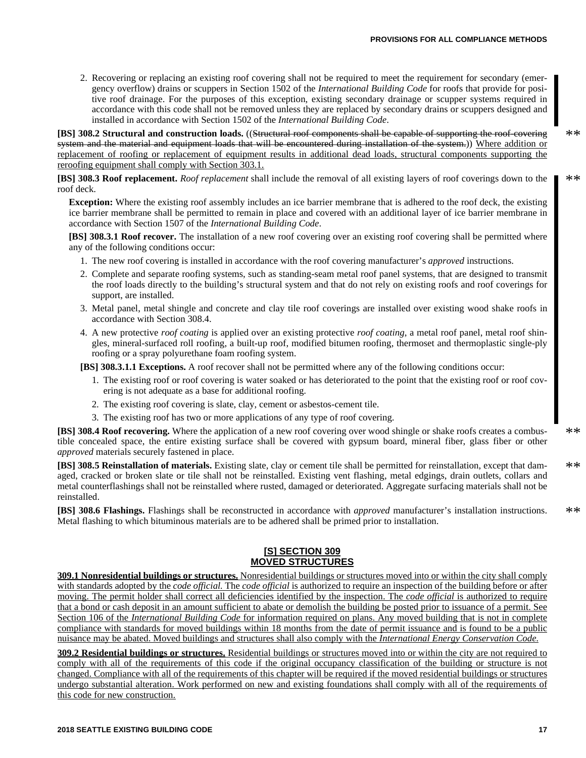2. Recovering or replacing an existing roof covering shall not be required to meet the requirement for secondary (emergency overflow) drains or scuppers in Section 1502 of the *International Building Code* for roofs that provide for positive roof drainage. For the purposes of this exception, existing secondary drainage or scupper systems required in accordance with this code shall not be removed unless they are replaced by secondary drains or scuppers designed and installed in accordance with Section 1502 of the *International Building Code*.

**[BS] 308.2 Structural and construction loads.** ((~~Structural roof components shall be capable of supporting the roof-covering system and the material and equipment loads that will be encountered during installation of the system.~~)) <u>Where addition or replacement of roofing or replacement of equipment results in additional dead loads, structural components supporting the reroofing equipment shall comply with Section 303.1.</u>

**[BS] 308.3 Roof replacement.** *Roof replacement* shall include the removal of all existing layers of roof coverings down to the roof deck.

**Exception:** Where the existing roof assembly includes an ice barrier membrane that is adhered to the roof deck, the existing ice barrier membrane shall be permitted to remain in place and covered with an additional layer of ice barrier membrane in accordance with Section 1507 of the *International Building Code*.

**[BS] 308.3.1 Roof recover.** The installation of a new roof covering over an existing roof covering shall be permitted where any of the following conditions occur:

1. The new roof covering is installed in accordance with the roof covering manufacturer's *approved* instructions.
2. Complete and separate roofing systems, such as standing-seam metal roof panel systems, that are designed to transmit the roof loads directly to the building's structural system and that do not rely on existing roofs and roof coverings for support, are installed.
3. Metal panel, metal shingle and concrete and clay tile roof coverings are installed over existing wood shake roofs in accordance with Section 308.4.
4. A new protective *roof coating* is applied over an existing protective *roof coating*, a metal roof panel, metal roof shingles, mineral-surfaced roll roofing, a built-up roof, modified bitumen roofing, thermoset and thermoplastic single-ply roofing or a spray polyurethane foam roofing system.

**[BS] 308.3.1.1 Exceptions.** A roof recover shall not be permitted where any of the following conditions occur:

1. The existing roof or roof covering is water soaked or has deteriorated to the point that the existing roof or roof covering is not adequate as a base for additional roofing.
2. The existing roof covering is slate, clay, cement or asbestos-cement tile.
3. The existing roof has two or more applications of any type of roof covering.

**[BS] 308.4 Roof recovering.** Where the application of a new roof covering over wood shingle or shake roofs creates a combustible concealed space, the entire existing surface shall be covered with gypsum board, mineral fiber, glass fiber or other *approved* materials securely fastened in place.

**[BS] 308.5 Reinstallation of materials.** Existing slate, clay or cement tile shall be permitted for reinstallation, except that damaged, cracked or broken slate or tile shall not be reinstalled. Existing vent flashing, metal edgings, drain outlets, collars and metal counterflashings shall not be reinstalled where rusted, damaged or deteriorated. Aggregate surfacing materials shall not be reinstalled.

**[BS] 308.6 Flashings.** Flashings shall be reconstructed in accordance with *approved* manufacturer's installation instructions. Metal flashing to which bituminous materials are to be adhered shall be primed prior to installation.

## <u>[S] SECTION 309</u>
## <u>MOVED STRUCTURES</u>

<u>**309.1 Nonresidential buildings or structures.** Nonresidential buildings or structures moved into or within the city shall comply with standards adopted by the *code official.* The *code official* is authorized to require an inspection of the building before or after moving. The permit holder shall correct all deficiencies identified by the inspection. The *code official* is authorized to require that a bond or cash deposit in an amount sufficient to abate or demolish the building be posted prior to issuance of a permit. See Section 106 of the *International Building Code* for information required on plans. Any moved building that is not in complete compliance with standards for moved buildings within 18 months from the date of permit issuance and is found to be a public nuisance may be abated. Moved buildings and structures shall also comply with the *International Energy Conservation Code.*</u>

<u>**309.2 Residential buildings or structures.** Residential buildings or structures moved into or within the city are not required to comply with all of the requirements of this code if the original occupancy classification of the building or structure is not changed. Compliance with all of the requirements of this chapter will be required if the moved residential buildings or structures undergo substantial alteration. Work performed on new and existing foundations shall comply with all of the requirements of this code for new construction.</u>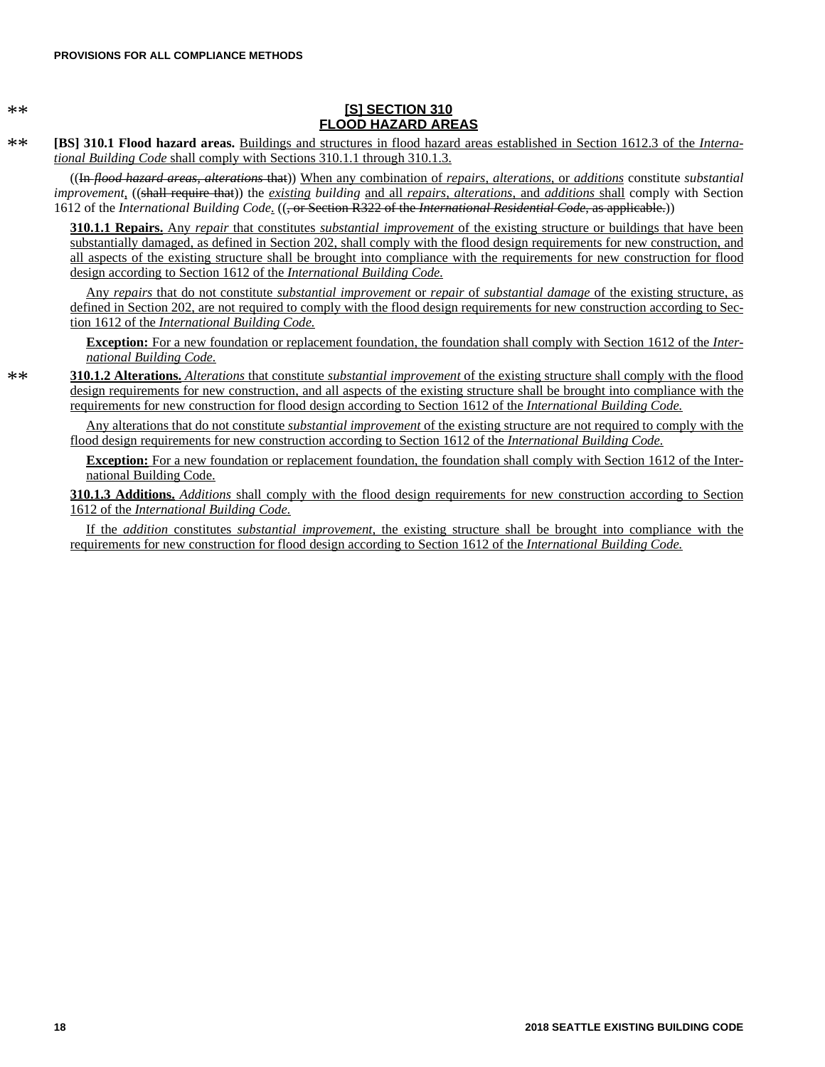**

## [S] SECTION 310
## FLOOD HAZARD AREAS

** **[BS] 310.1 Flood hazard areas.** Buildings and structures in flood hazard areas established in Section 1612.3 of the *International Building Code* shall comply with Sections 310.1.1 through 310.1.3.

((In *flood hazard areas, alterations* that)) When any combination of *repairs*, *alterations*, or *additions* constitute *substantial improvement*, ((shall require that)) the *existing building* and all *repairs*, *alterations*, and *additions* shall comply with Section 1612 of the *International Building Code*. ((, or Section R322 of the *International Residential Code*, as applicable.))

**310.1.1 Repairs.** Any *repair* that constitutes *substantial improvement* of the existing structure or buildings that have been substantially damaged, as defined in Section 202, shall comply with the flood design requirements for new construction, and all aspects of the existing structure shall be brought into compliance with the requirements for new construction for flood design according to Section 1612 of the *International Building Code.*

Any *repairs* that do not constitute *substantial improvement* or *repair* of *substantial damage* of the existing structure, as defined in Section 202, are not required to comply with the flood design requirements for new construction according to Section 1612 of the *International Building Code.*

**Exception:** For a new foundation or replacement foundation, the foundation shall comply with Section 1612 of the *International Building Code.*

** **310.1.2 Alterations.** *Alterations* that constitute *substantial improvement* of the existing structure shall comply with the flood design requirements for new construction, and all aspects of the existing structure shall be brought into compliance with the requirements for new construction for flood design according to Section 1612 of the *International Building Code.*

Any alterations that do not constitute *substantial improvement* of the existing structure are not required to comply with the flood design requirements for new construction according to Section 1612 of the *International Building Code.*

**Exception:** For a new foundation or replacement foundation, the foundation shall comply with Section 1612 of the International Building Code.

**310.1.3 Additions.** *Additions* shall comply with the flood design requirements for new construction according to Section 1612 of the *International Building Code.*

If the *addition* constitutes *substantial improvement*, the existing structure shall be brought into compliance with the requirements for new construction for flood design according to Section 1612 of the *International Building Code.*